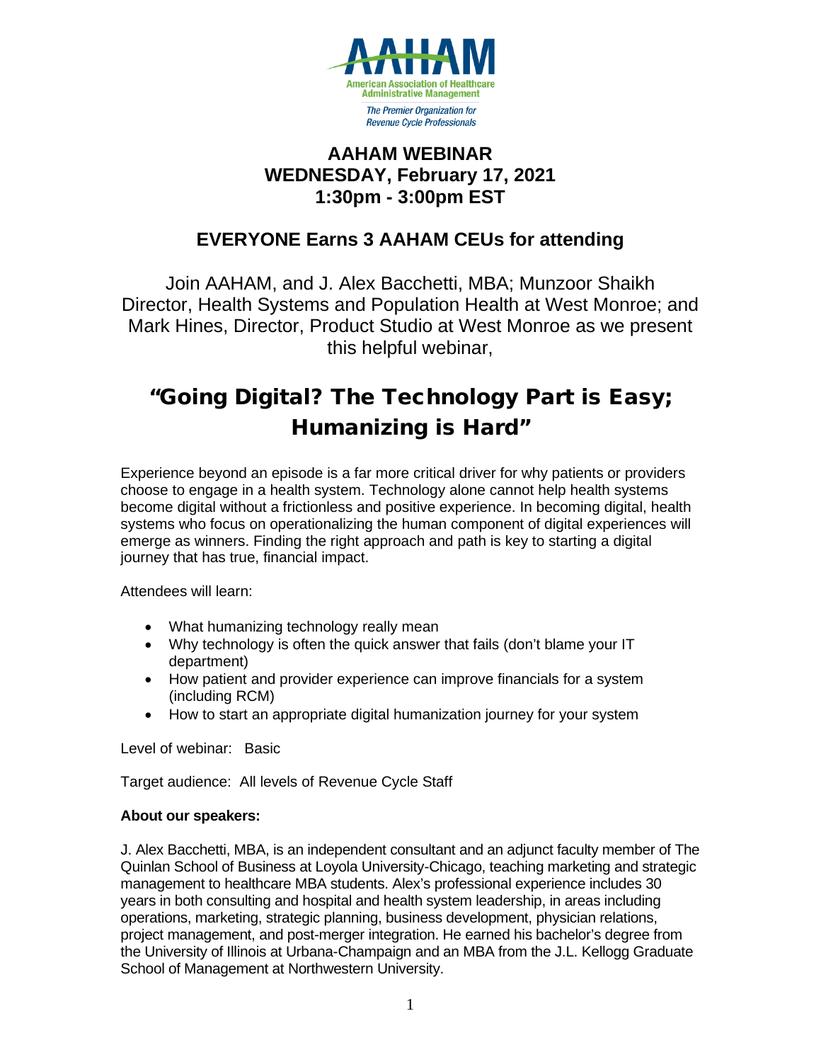American Association of Healthcare Administrative Management

*The Premier Organization for Revenue Cycle Professionals*

# AAHAM WEBINAR
## WEDNESDAY, February 17, 2021
## 1:30pm - 3:00pm EST

## EVERYONE Earns 3 AAHAM CEUs for attending

Join AAHAM, and J. Alex Bacchetti, MBA; Munzoor Shaikh Director, Health Systems and Population Health at West Monroe; and Mark Hines, Director, Product Studio at West Monroe as we present this helpful webinar,

# "Going Digital? The Technology Part is Easy; Humanizing is Hard"

Experience beyond an episode is a far more critical driver for why patients or providers choose to engage in a health system. Technology alone cannot help health systems become digital without a frictionless and positive experience. In becoming digital, health systems who focus on operationalizing the human component of digital experiences will emerge as winners. Finding the right approach and path is key to starting a digital journey that has true, financial impact.

Attendees will learn:

- What humanizing technology really mean
- Why technology is often the quick answer that fails (don't blame your IT department)
- How patient and provider experience can improve financials for a system (including RCM)
- How to start an appropriate digital humanization journey for your system

Level of webinar: Basic

Target audience: All levels of Revenue Cycle Staff

**About our speakers:**

J. Alex Bacchetti, MBA, is an independent consultant and an adjunct faculty member of The Quinlan School of Business at Loyola University-Chicago, teaching marketing and strategic management to healthcare MBA students. Alex's professional experience includes 30 years in both consulting and hospital and health system leadership, in areas including operations, marketing, strategic planning, business development, physician relations, project management, and post-merger integration. He earned his bachelor's degree from the University of Illinois at Urbana-Champaign and an MBA from the J.L. Kellogg Graduate School of Management at Northwestern University.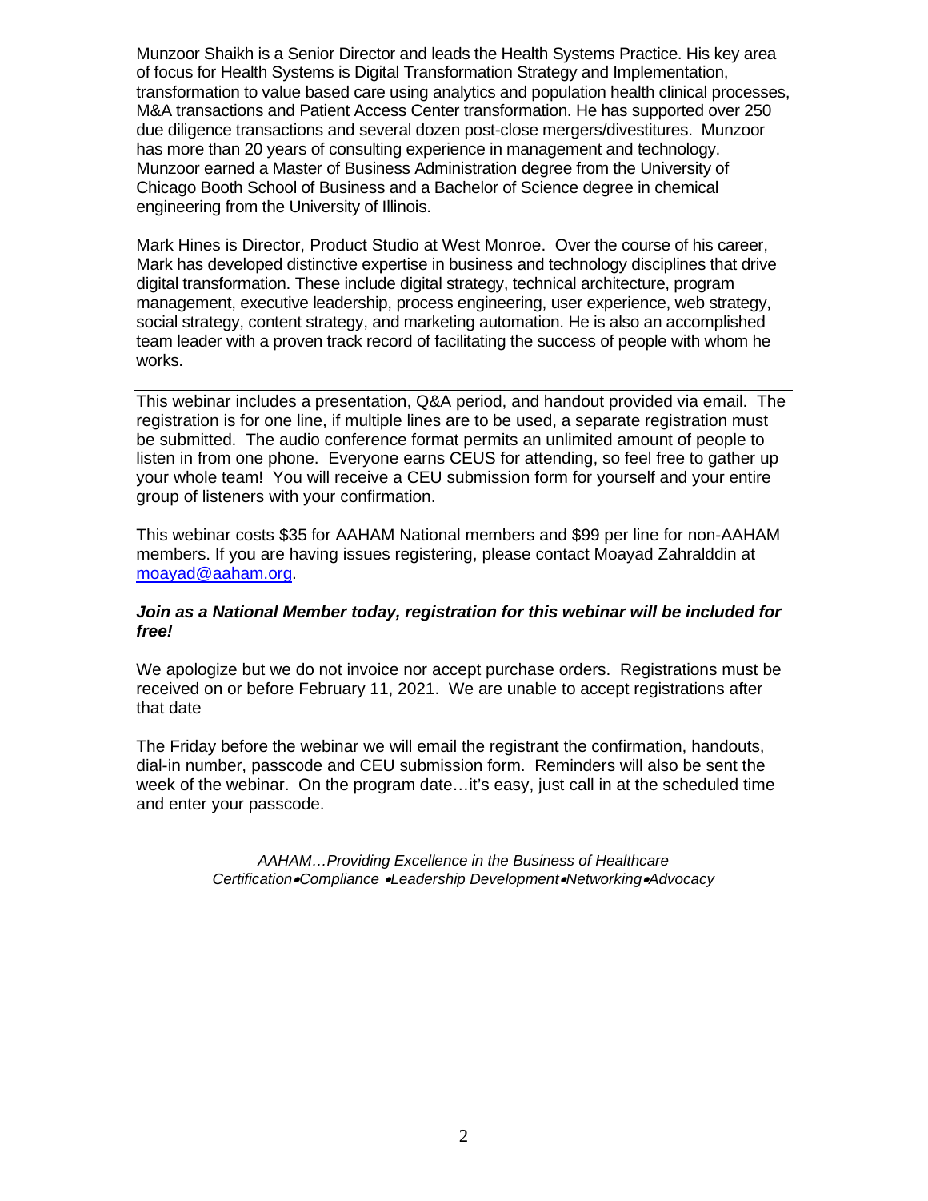Munzoor Shaikh is a Senior Director and leads the Health Systems Practice. His key area of focus for Health Systems is Digital Transformation Strategy and Implementation, transformation to value based care using analytics and population health clinical processes, M&A transactions and Patient Access Center transformation. He has supported over 250 due diligence transactions and several dozen post-close mergers/divestitures. Munzoor has more than 20 years of consulting experience in management and technology. Munzoor earned a Master of Business Administration degree from the University of Chicago Booth School of Business and a Bachelor of Science degree in chemical engineering from the University of Illinois.

Mark Hines is Director, Product Studio at West Monroe. Over the course of his career, Mark has developed distinctive expertise in business and technology disciplines that drive digital transformation. These include digital strategy, technical architecture, program management, executive leadership, process engineering, user experience, web strategy, social strategy, content strategy, and marketing automation. He is also an accomplished team leader with a proven track record of facilitating the success of people with whom he works.

---

This webinar includes a presentation, Q&A period, and handout provided via email. The registration is for one line, if multiple lines are to be used, a separate registration must be submitted. The audio conference format permits an unlimited amount of people to listen in from one phone. Everyone earns CEUS for attending, so feel free to gather up your whole team! You will receive a CEU submission form for yourself and your entire group of listeners with your confirmation.

This webinar costs $35 for AAHAM National members and $99 per line for non-AAHAM members. If you are having issues registering, please contact Moayad Zahralddin at moayad@aaham.org.

***Join as a National Member today, registration for this webinar will be included for free!***

We apologize but we do not invoice nor accept purchase orders. Registrations must be received on or before February 11, 2021. We are unable to accept registrations after that date

The Friday before the webinar we will email the registrant the confirmation, handouts, dial-in number, passcode and CEU submission form. Reminders will also be sent the week of the webinar. On the program date…it's easy, just call in at the scheduled time and enter your passcode.

*AAHAM…Providing Excellence in the Business of Healthcare*
*Certification•Compliance •Leadership Development•Networking•Advocacy*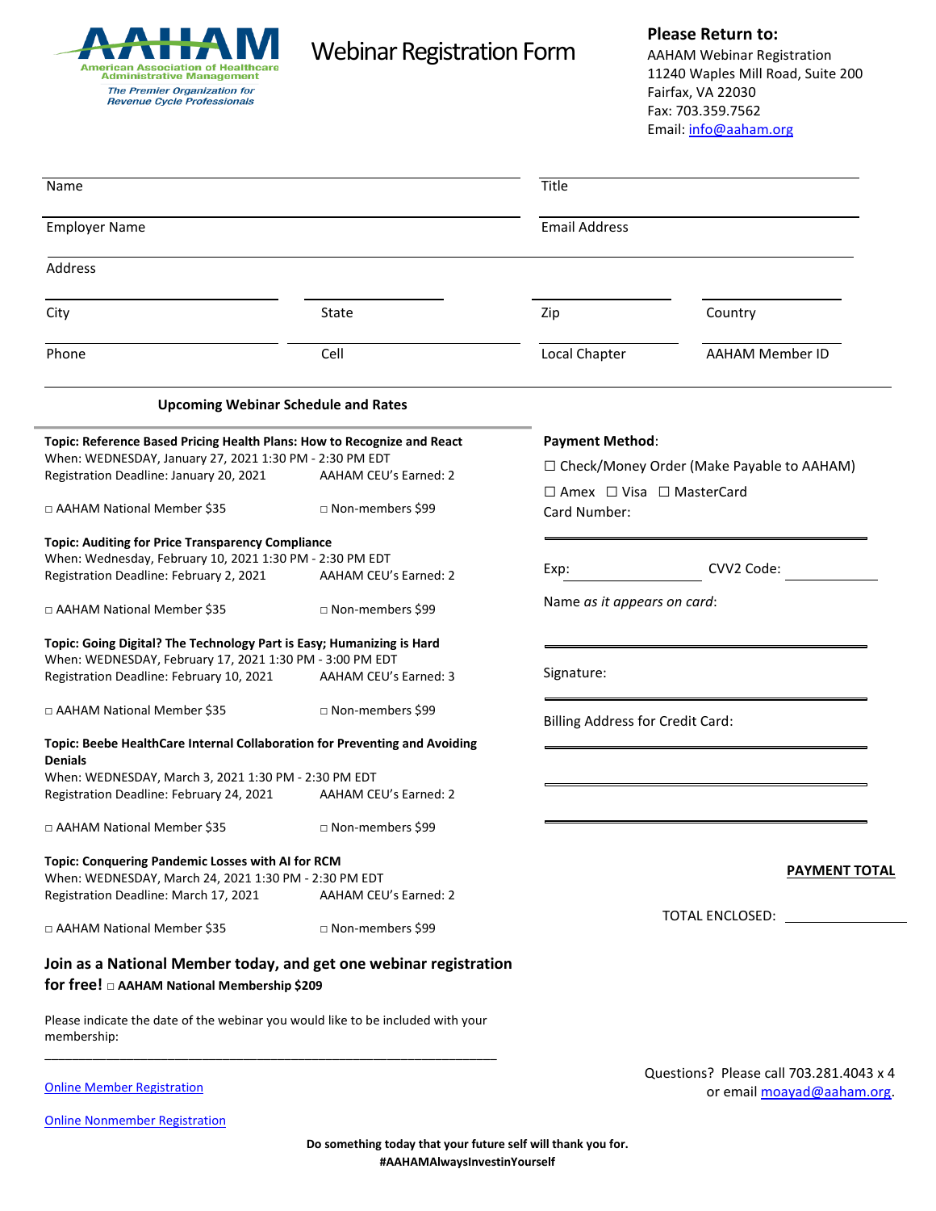AAHAM
American Association of Healthcare Administrative Management
*The Premier Organization for Revenue Cycle Professionals*

# Webinar Registration Form

**Please Return to:**
AAHAM Webinar Registration
11240 Waples Mill Road, Suite 200
Fairfax, VA 22030
Fax: 703.359.7562
Email: info@aaham.org

Name

Title

Employer Name

Email Address

Address

City

State

Zip

Country

Phone

Cell

Local Chapter

AAHAM Member ID

## Upcoming Webinar Schedule and Rates

**Topic: Reference Based Pricing Health Plans: How to Recognize and React**
When: WEDNESDAY, January 27, 2021 1:30 PM - 2:30 PM EDT
Registration Deadline: January 20, 2021 AAHAM CEU's Earned: 2

□ AAHAM National Member $35 □ Non-members $99

**Topic: Auditing for Price Transparency Compliance**
When: Wednesday, February 10, 2021 1:30 PM - 2:30 PM EDT
Registration Deadline: February 2, 2021 AAHAM CEU's Earned: 2

□ AAHAM National Member $35 □ Non-members $99

**Topic: Going Digital? The Technology Part is Easy; Humanizing is Hard**
When: WEDNESDAY, February 17, 2021 1:30 PM - 3:00 PM EDT
Registration Deadline: February 10, 2021 AAHAM CEU's Earned: 3

□ AAHAM National Member $35 □ Non-members $99

**Topic: Beebe HealthCare Internal Collaboration for Preventing and Avoiding Denials**
When: WEDNESDAY, March 3, 2021 1:30 PM - 2:30 PM EDT
Registration Deadline: February 24, 2021 AAHAM CEU's Earned: 2

□ AAHAM National Member $35 □ Non-members $99

**Topic: Conquering Pandemic Losses with AI for RCM**
When: WEDNESDAY, March 24, 2021 1:30 PM - 2:30 PM EDT
Registration Deadline: March 17, 2021 AAHAM CEU's Earned: 2

□ AAHAM National Member $35 □ Non-members $99

**Join as a National Member today, and get one webinar registration for free!** □ **AAHAM National Membership $209**

Please indicate the date of the webinar you would like to be included with your membership:

\_\_\_\_\_\_\_\_\_\_\_\_\_\_\_\_\_\_\_\_\_\_\_\_\_\_\_\_\_\_\_\_\_\_\_\_\_\_\_\_\_\_\_\_\_\_\_\_\_\_\_\_\_\_\_\_\_\_\_\_

Online Member Registration

Online Nonmember Registration

**Payment Method**:

☐ Check/Money Order (Make Payable to AAHAM)

☐ Amex ☐ Visa ☐ MasterCard

Card Number:

Exp: CVV2 Code:

Name *as it appears on card*:

Signature:

Billing Address for Credit Card:

**PAYMENT TOTAL**

TOTAL ENCLOSED:

Questions? Please call 703.281.4043 x 4 or email moayad@aaham.org.

**Do something today that your future self will thank you for.**
**#AAHAMAlwaysInvestinYourself**